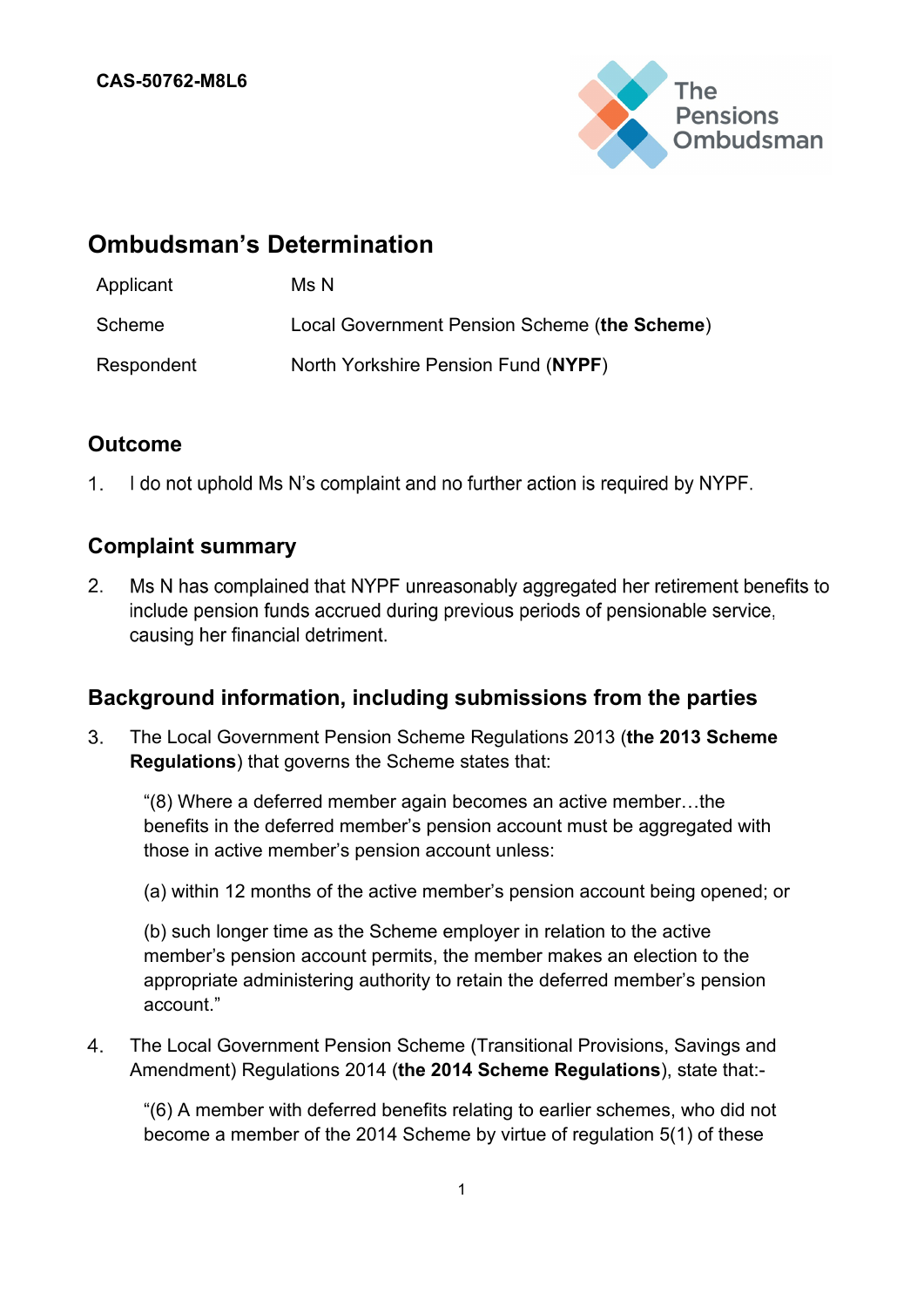CAS-50762-M8L6

# Ombudsman's Determination

| Applicant | Ms N |
| --- | --- |
| Scheme | Local Government Pension Scheme (**the Scheme**) |
| Respondent | North Yorkshire Pension Fund (**NYPF**) |

## Outcome

1. I do not uphold Ms N's complaint and no further action is required by NYPF.

## Complaint summary

2. Ms N has complained that NYPF unreasonably aggregated her retirement benefits to include pension funds accrued during previous periods of pensionable service, causing her financial detriment.

## Background information, including submissions from the parties

3. The Local Government Pension Scheme Regulations 2013 (**the 2013 Scheme Regulations**) that governs the Scheme states that:

   "(8) Where a deferred member again becomes an active member…the benefits in the deferred member's pension account must be aggregated with those in active member's pension account unless:

   (a) within 12 months of the active member's pension account being opened; or

   (b) such longer time as the Scheme employer in relation to the active member's pension account permits, the member makes an election to the appropriate administering authority to retain the deferred member's pension account."

4. The Local Government Pension Scheme (Transitional Provisions, Savings and Amendment) Regulations 2014 (**the 2014 Scheme Regulations**), state that:-

   "(6) A member with deferred benefits relating to earlier schemes, who did not become a member of the 2014 Scheme by virtue of regulation 5(1) of these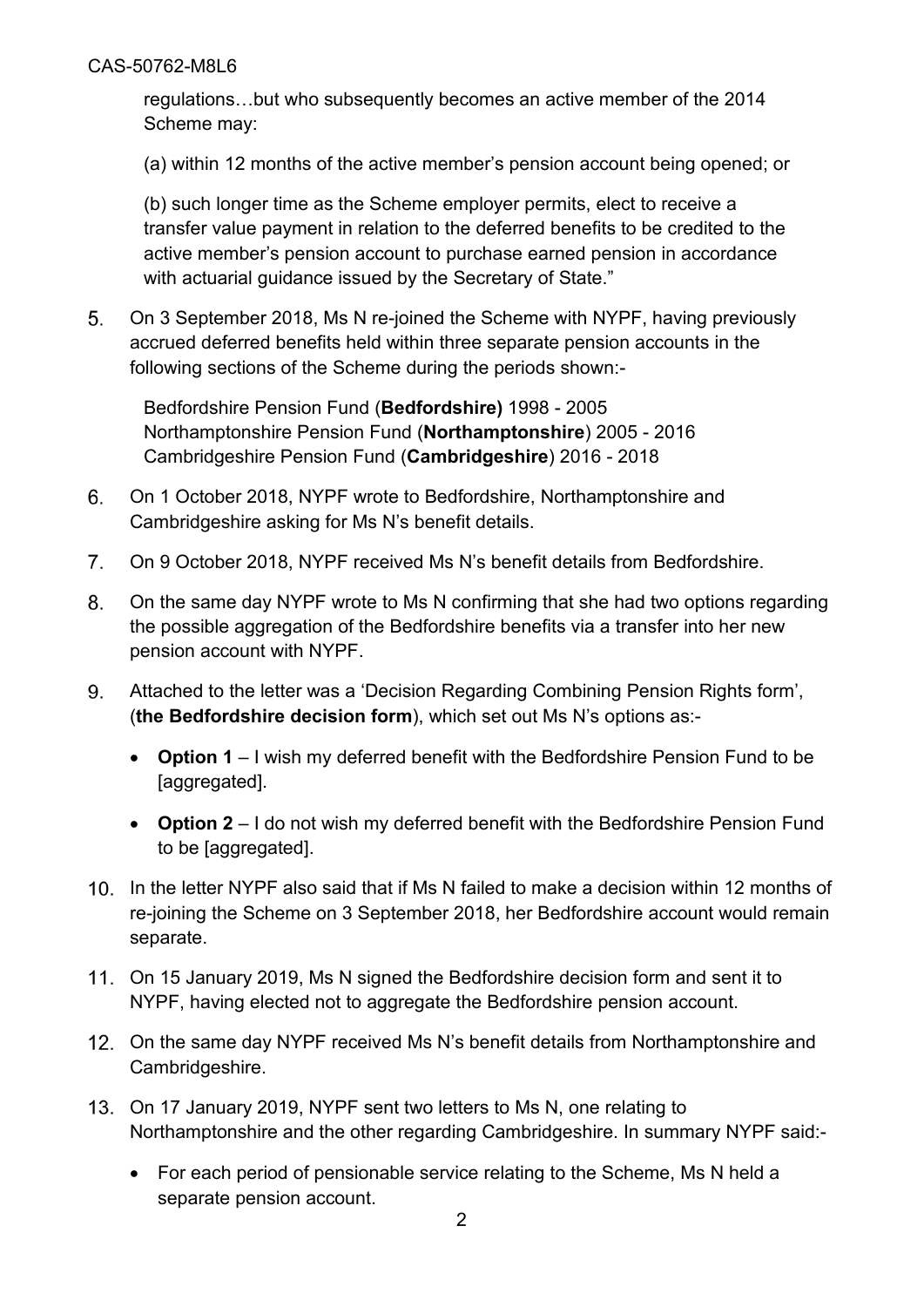regulations…but who subsequently becomes an active member of the 2014 Scheme may:

(a) within 12 months of the active member's pension account being opened; or

(b) such longer time as the Scheme employer permits, elect to receive a transfer value payment in relation to the deferred benefits to be credited to the active member's pension account to purchase earned pension in accordance with actuarial guidance issued by the Secretary of State."

5. On 3 September 2018, Ms N re-joined the Scheme with NYPF, having previously accrued deferred benefits held within three separate pension accounts in the following sections of the Scheme during the periods shown:-

   Bedfordshire Pension Fund (**Bedfordshire)** 1998 - 2005
   Northamptonshire Pension Fund (**Northamptonshire**) 2005 - 2016
   Cambridgeshire Pension Fund (**Cambridgeshire**) 2016 - 2018

6. On 1 October 2018, NYPF wrote to Bedfordshire, Northamptonshire and Cambridgeshire asking for Ms N's benefit details.

7. On 9 October 2018, NYPF received Ms N's benefit details from Bedfordshire.

8. On the same day NYPF wrote to Ms N confirming that she had two options regarding the possible aggregation of the Bedfordshire benefits via a transfer into her new pension account with NYPF.

9. Attached to the letter was a 'Decision Regarding Combining Pension Rights form', (**the Bedfordshire decision form**), which set out Ms N's options as:-

   - **Option 1** – I wish my deferred benefit with the Bedfordshire Pension Fund to be [aggregated].
   - **Option 2** – I do not wish my deferred benefit with the Bedfordshire Pension Fund to be [aggregated].

10. In the letter NYPF also said that if Ms N failed to make a decision within 12 months of re-joining the Scheme on 3 September 2018, her Bedfordshire account would remain separate.

11. On 15 January 2019, Ms N signed the Bedfordshire decision form and sent it to NYPF, having elected not to aggregate the Bedfordshire pension account.

12. On the same day NYPF received Ms N's benefit details from Northamptonshire and Cambridgeshire.

13. On 17 January 2019, NYPF sent two letters to Ms N, one relating to Northamptonshire and the other regarding Cambridgeshire. In summary NYPF said:-

   - For each period of pensionable service relating to the Scheme, Ms N held a separate pension account.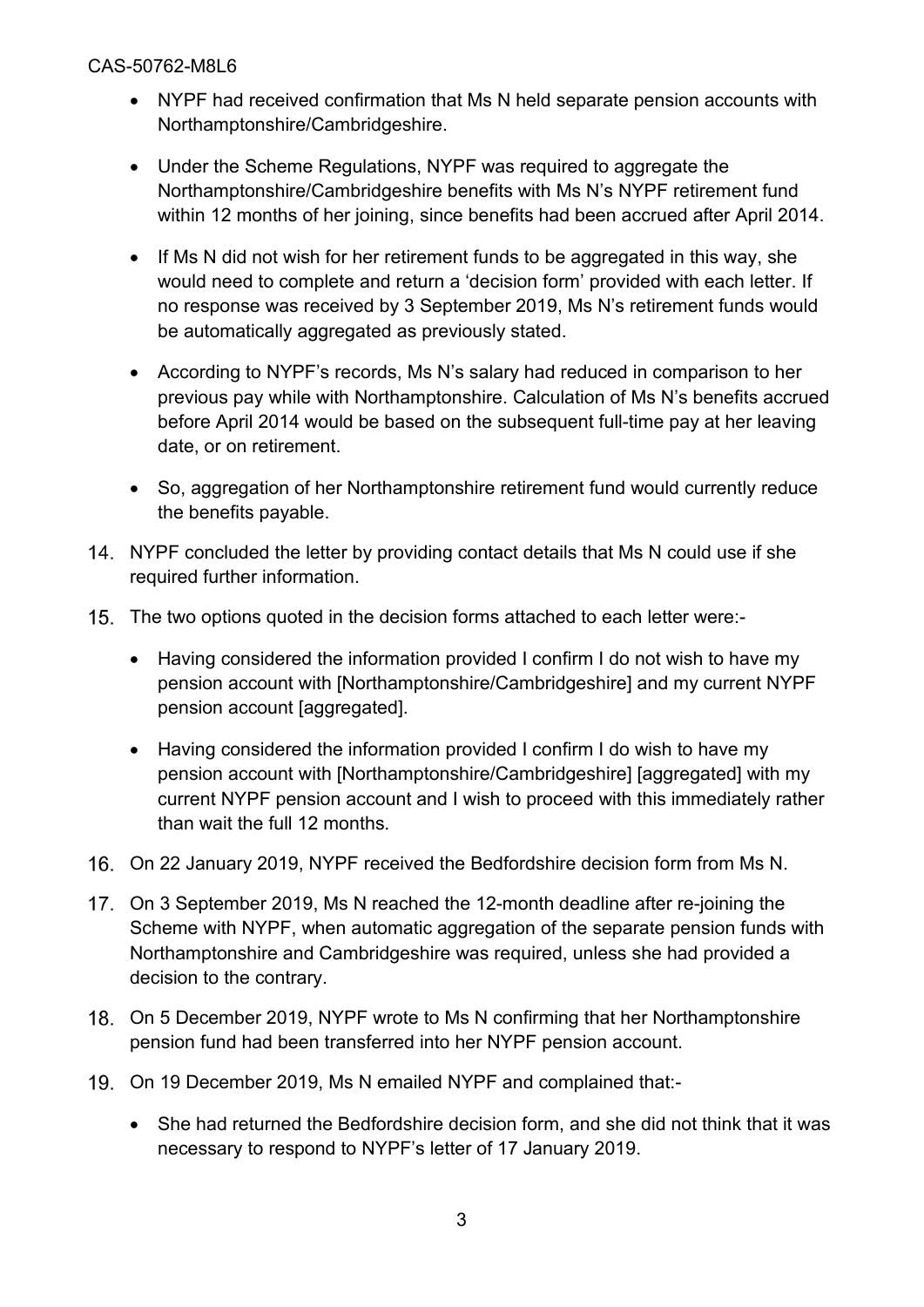- NYPF had received confirmation that Ms N held separate pension accounts with Northamptonshire/Cambridgeshire.
- Under the Scheme Regulations, NYPF was required to aggregate the Northamptonshire/Cambridgeshire benefits with Ms N's NYPF retirement fund within 12 months of her joining, since benefits had been accrued after April 2014.
- If Ms N did not wish for her retirement funds to be aggregated in this way, she would need to complete and return a 'decision form' provided with each letter. If no response was received by 3 September 2019, Ms N's retirement funds would be automatically aggregated as previously stated.
- According to NYPF's records, Ms N's salary had reduced in comparison to her previous pay while with Northamptonshire. Calculation of Ms N's benefits accrued before April 2014 would be based on the subsequent full-time pay at her leaving date, or on retirement.
- So, aggregation of her Northamptonshire retirement fund would currently reduce the benefits payable.

14. NYPF concluded the letter by providing contact details that Ms N could use if she required further information.

15. The two options quoted in the decision forms attached to each letter were:-

    - Having considered the information provided I confirm I do not wish to have my pension account with [Northamptonshire/Cambridgeshire] and my current NYPF pension account [aggregated].
    - Having considered the information provided I confirm I do wish to have my pension account with [Northamptonshire/Cambridgeshire] [aggregated] with my current NYPF pension account and I wish to proceed with this immediately rather than wait the full 12 months.

16. On 22 January 2019, NYPF received the Bedfordshire decision form from Ms N.

17. On 3 September 2019, Ms N reached the 12-month deadline after re-joining the Scheme with NYPF, when automatic aggregation of the separate pension funds with Northamptonshire and Cambridgeshire was required, unless she had provided a decision to the contrary.

18. On 5 December 2019, NYPF wrote to Ms N confirming that her Northamptonshire pension fund had been transferred into her NYPF pension account.

19. On 19 December 2019, Ms N emailed NYPF and complained that:-

    - She had returned the Bedfordshire decision form, and she did not think that it was necessary to respond to NYPF's letter of 17 January 2019.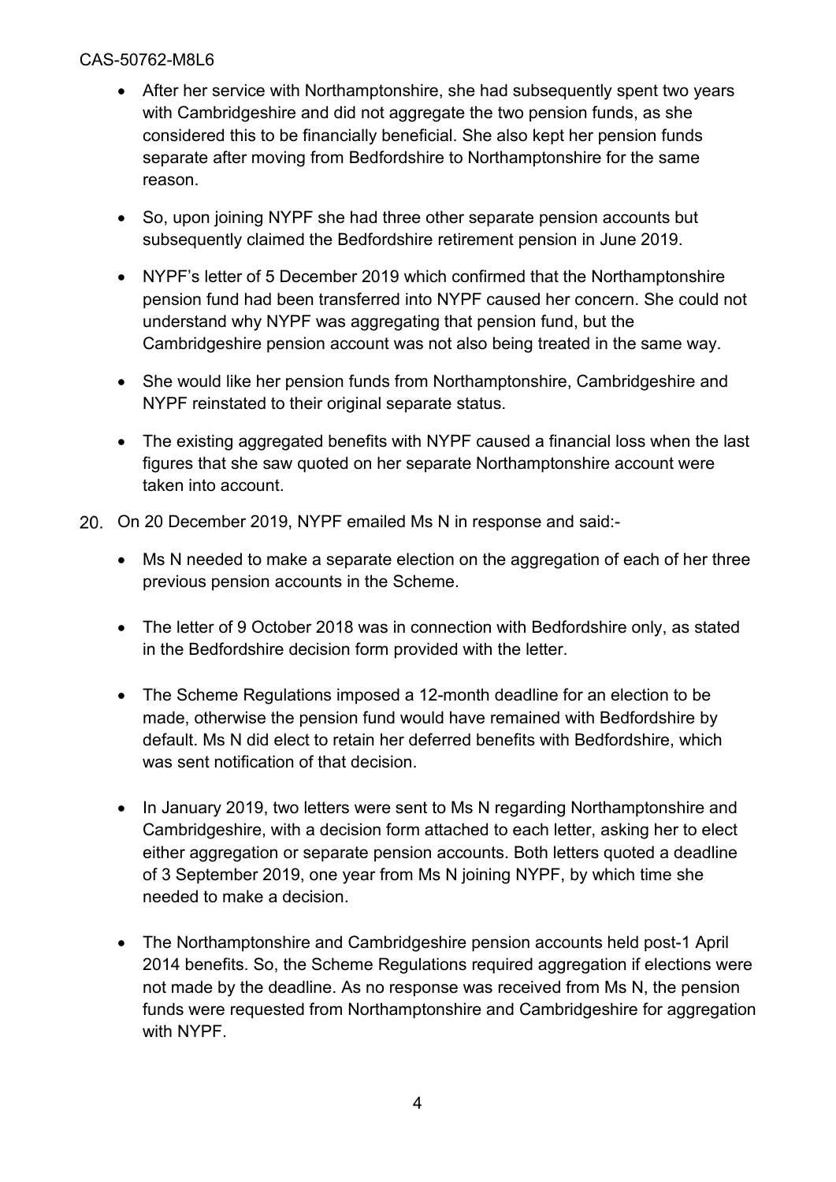- After her service with Northamptonshire, she had subsequently spent two years with Cambridgeshire and did not aggregate the two pension funds, as she considered this to be financially beneficial. She also kept her pension funds separate after moving from Bedfordshire to Northamptonshire for the same reason.

- So, upon joining NYPF she had three other separate pension accounts but subsequently claimed the Bedfordshire retirement pension in June 2019.

- NYPF's letter of 5 December 2019 which confirmed that the Northamptonshire pension fund had been transferred into NYPF caused her concern. She could not understand why NYPF was aggregating that pension fund, but the Cambridgeshire pension account was not also being treated in the same way.

- She would like her pension funds from Northamptonshire, Cambridgeshire and NYPF reinstated to their original separate status.

- The existing aggregated benefits with NYPF caused a financial loss when the last figures that she saw quoted on her separate Northamptonshire account were taken into account.

20. On 20 December 2019, NYPF emailed Ms N in response and said:-

    - Ms N needed to make a separate election on the aggregation of each of her three previous pension accounts in the Scheme.

    - The letter of 9 October 2018 was in connection with Bedfordshire only, as stated in the Bedfordshire decision form provided with the letter.

    - The Scheme Regulations imposed a 12-month deadline for an election to be made, otherwise the pension fund would have remained with Bedfordshire by default. Ms N did elect to retain her deferred benefits with Bedfordshire, which was sent notification of that decision.

    - In January 2019, two letters were sent to Ms N regarding Northamptonshire and Cambridgeshire, with a decision form attached to each letter, asking her to elect either aggregation or separate pension accounts. Both letters quoted a deadline of 3 September 2019, one year from Ms N joining NYPF, by which time she needed to make a decision.

    - The Northamptonshire and Cambridgeshire pension accounts held post-1 April 2014 benefits. So, the Scheme Regulations required aggregation if elections were not made by the deadline. As no response was received from Ms N, the pension funds were requested from Northamptonshire and Cambridgeshire for aggregation with NYPF.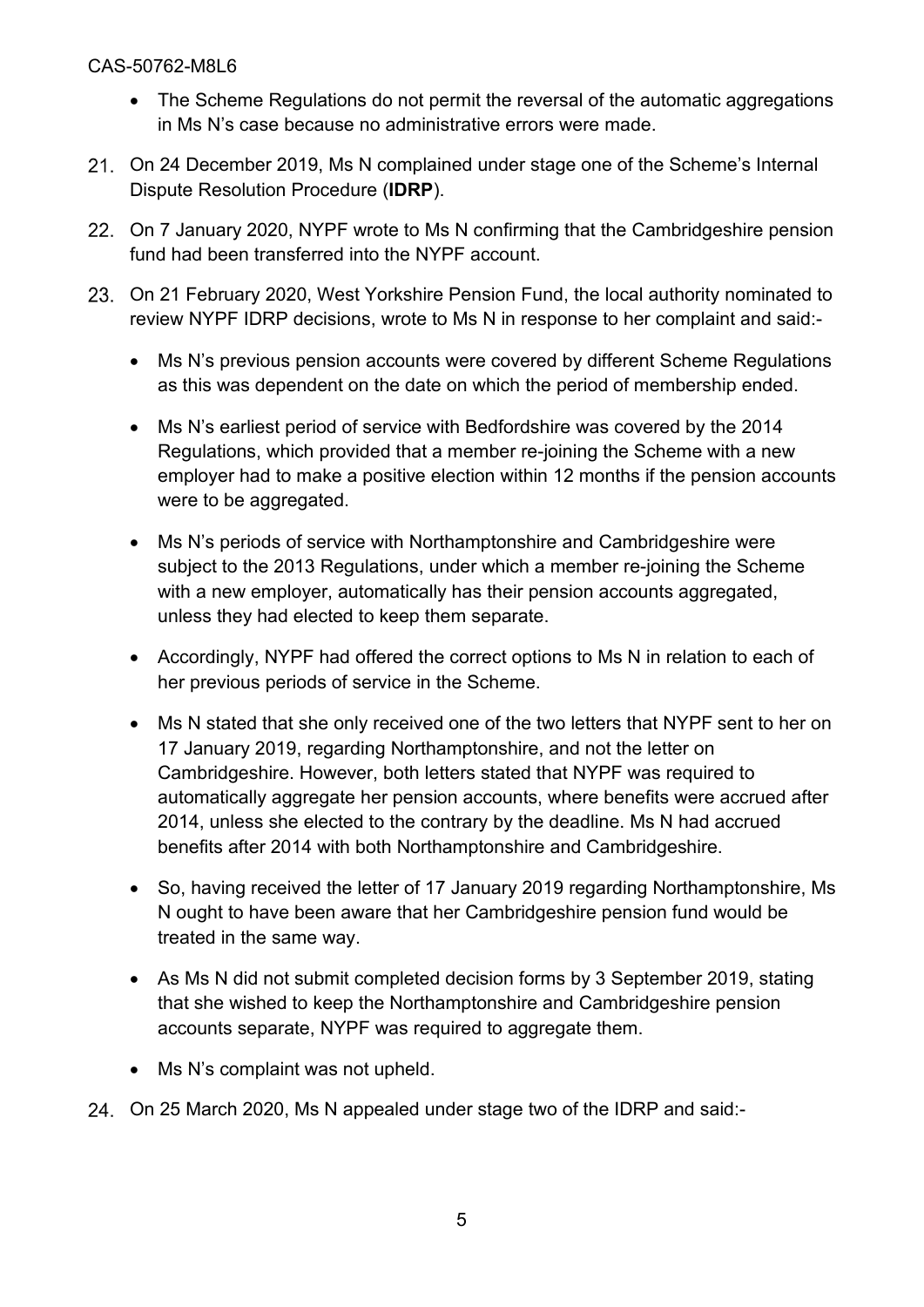- The Scheme Regulations do not permit the reversal of the automatic aggregations in Ms N's case because no administrative errors were made.

21. On 24 December 2019, Ms N complained under stage one of the Scheme's Internal Dispute Resolution Procedure (**IDRP**).

22. On 7 January 2020, NYPF wrote to Ms N confirming that the Cambridgeshire pension fund had been transferred into the NYPF account.

23. On 21 February 2020, West Yorkshire Pension Fund, the local authority nominated to review NYPF IDRP decisions, wrote to Ms N in response to her complaint and said:-

    - Ms N's previous pension accounts were covered by different Scheme Regulations as this was dependent on the date on which the period of membership ended.
    - Ms N's earliest period of service with Bedfordshire was covered by the 2014 Regulations, which provided that a member re-joining the Scheme with a new employer had to make a positive election within 12 months if the pension accounts were to be aggregated.
    - Ms N's periods of service with Northamptonshire and Cambridgeshire were subject to the 2013 Regulations, under which a member re-joining the Scheme with a new employer, automatically has their pension accounts aggregated, unless they had elected to keep them separate.
    - Accordingly, NYPF had offered the correct options to Ms N in relation to each of her previous periods of service in the Scheme.
    - Ms N stated that she only received one of the two letters that NYPF sent to her on 17 January 2019, regarding Northamptonshire, and not the letter on Cambridgeshire. However, both letters stated that NYPF was required to automatically aggregate her pension accounts, where benefits were accrued after 2014, unless she elected to the contrary by the deadline. Ms N had accrued benefits after 2014 with both Northamptonshire and Cambridgeshire.
    - So, having received the letter of 17 January 2019 regarding Northamptonshire, Ms N ought to have been aware that her Cambridgeshire pension fund would be treated in the same way.
    - As Ms N did not submit completed decision forms by 3 September 2019, stating that she wished to keep the Northamptonshire and Cambridgeshire pension accounts separate, NYPF was required to aggregate them.
    - Ms N's complaint was not upheld.

24. On 25 March 2020, Ms N appealed under stage two of the IDRP and said:-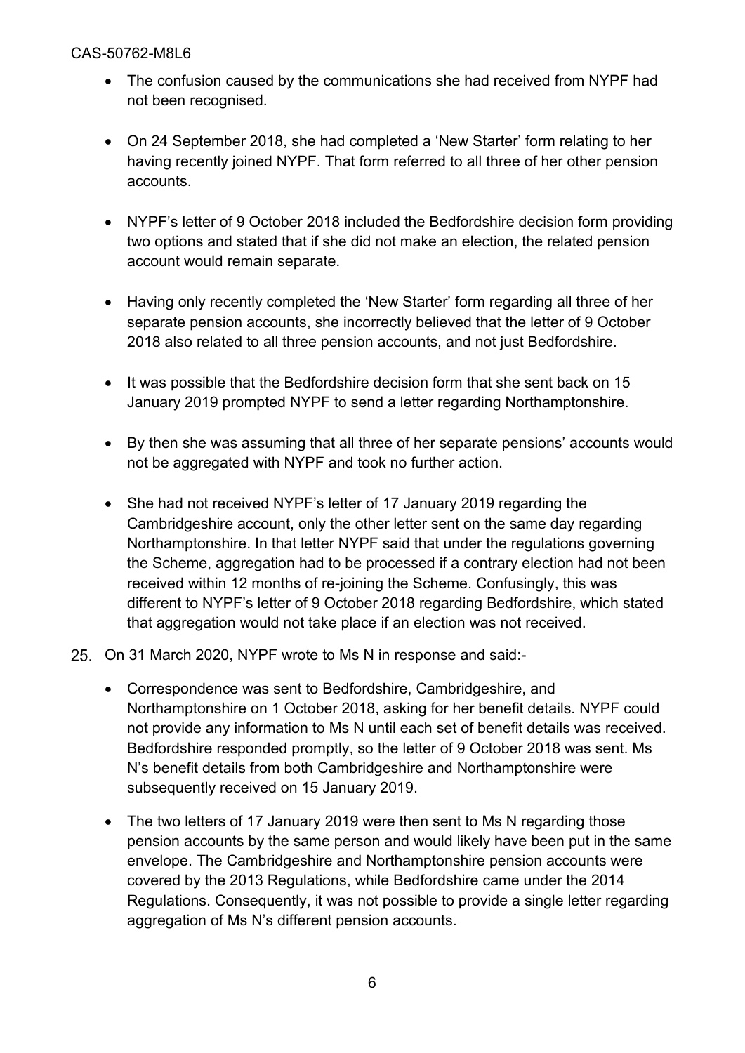- The confusion caused by the communications she had received from NYPF had not been recognised.

- On 24 September 2018, she had completed a 'New Starter' form relating to her having recently joined NYPF. That form referred to all three of her other pension accounts.

- NYPF's letter of 9 October 2018 included the Bedfordshire decision form providing two options and stated that if she did not make an election, the related pension account would remain separate.

- Having only recently completed the 'New Starter' form regarding all three of her separate pension accounts, she incorrectly believed that the letter of 9 October 2018 also related to all three pension accounts, and not just Bedfordshire.

- It was possible that the Bedfordshire decision form that she sent back on 15 January 2019 prompted NYPF to send a letter regarding Northamptonshire.

- By then she was assuming that all three of her separate pensions' accounts would not be aggregated with NYPF and took no further action.

- She had not received NYPF's letter of 17 January 2019 regarding the Cambridgeshire account, only the other letter sent on the same day regarding Northamptonshire. In that letter NYPF said that under the regulations governing the Scheme, aggregation had to be processed if a contrary election had not been received within 12 months of re-joining the Scheme. Confusingly, this was different to NYPF's letter of 9 October 2018 regarding Bedfordshire, which stated that aggregation would not take place if an election was not received.

25. On 31 March 2020, NYPF wrote to Ms N in response and said:-

    - Correspondence was sent to Bedfordshire, Cambridgeshire, and Northamptonshire on 1 October 2018, asking for her benefit details. NYPF could not provide any information to Ms N until each set of benefit details was received. Bedfordshire responded promptly, so the letter of 9 October 2018 was sent. Ms N's benefit details from both Cambridgeshire and Northamptonshire were subsequently received on 15 January 2019.

    - The two letters of 17 January 2019 were then sent to Ms N regarding those pension accounts by the same person and would likely have been put in the same envelope. The Cambridgeshire and Northamptonshire pension accounts were covered by the 2013 Regulations, while Bedfordshire came under the 2014 Regulations. Consequently, it was not possible to provide a single letter regarding aggregation of Ms N's different pension accounts.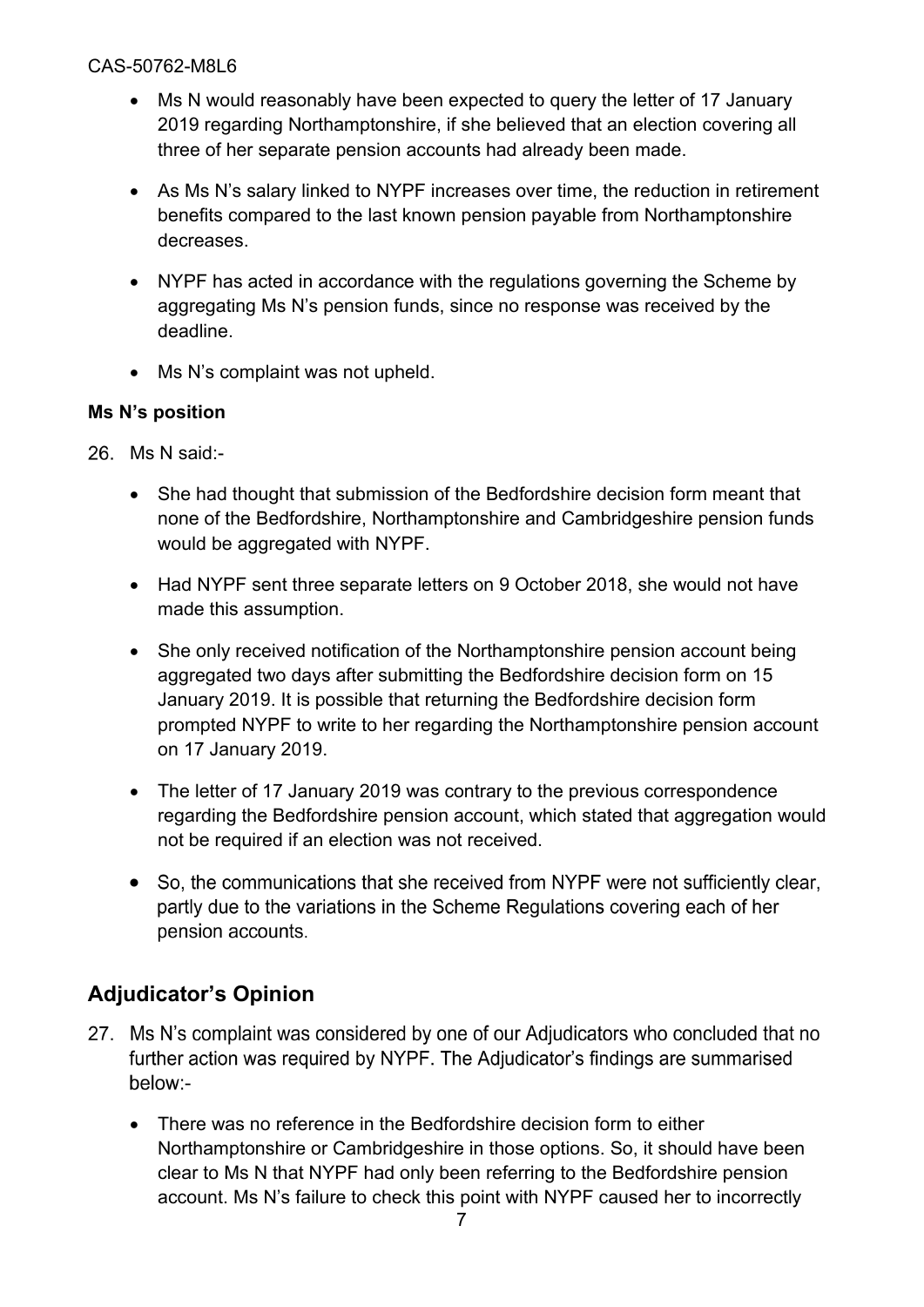- Ms N would reasonably have been expected to query the letter of 17 January 2019 regarding Northamptonshire, if she believed that an election covering all three of her separate pension accounts had already been made.
- As Ms N's salary linked to NYPF increases over time, the reduction in retirement benefits compared to the last known pension payable from Northamptonshire decreases.
- NYPF has acted in accordance with the regulations governing the Scheme by aggregating Ms N's pension funds, since no response was received by the deadline.
- Ms N's complaint was not upheld.

**Ms N's position**

26. Ms N said:-

    - She had thought that submission of the Bedfordshire decision form meant that none of the Bedfordshire, Northamptonshire and Cambridgeshire pension funds would be aggregated with NYPF.
    - Had NYPF sent three separate letters on 9 October 2018, she would not have made this assumption.
    - She only received notification of the Northamptonshire pension account being aggregated two days after submitting the Bedfordshire decision form on 15 January 2019. It is possible that returning the Bedfordshire decision form prompted NYPF to write to her regarding the Northamptonshire pension account on 17 January 2019.
    - The letter of 17 January 2019 was contrary to the previous correspondence regarding the Bedfordshire pension account, which stated that aggregation would not be required if an election was not received.
    - So, the communications that she received from NYPF were not sufficiently clear, partly due to the variations in the Scheme Regulations covering each of her pension accounts.

## Adjudicator's Opinion

27. Ms N's complaint was considered by one of our Adjudicators who concluded that no further action was required by NYPF. The Adjudicator's findings are summarised below:-

    - There was no reference in the Bedfordshire decision form to either Northamptonshire or Cambridgeshire in those options. So, it should have been clear to Ms N that NYPF had only been referring to the Bedfordshire pension account. Ms N's failure to check this point with NYPF caused her to incorrectly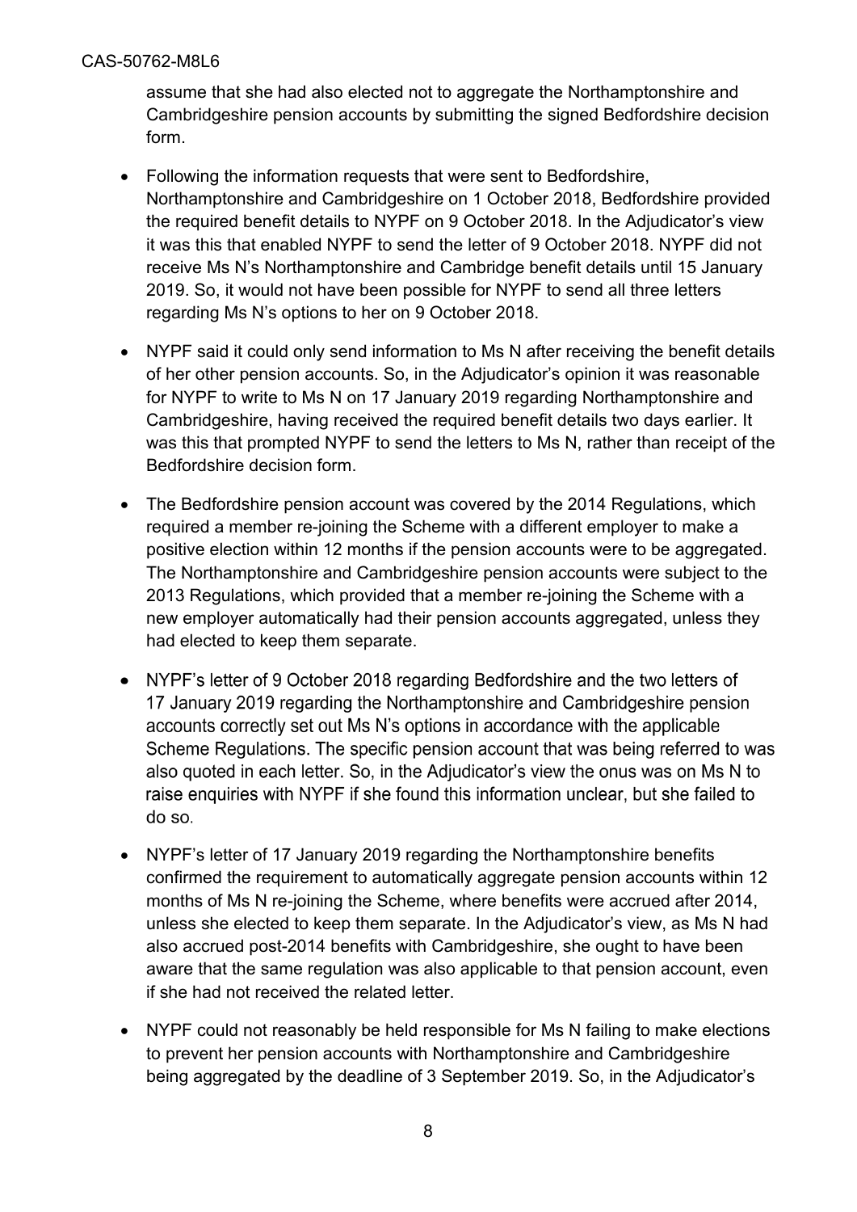assume that she had also elected not to aggregate the Northamptonshire and Cambridgeshire pension accounts by submitting the signed Bedfordshire decision form.

- Following the information requests that were sent to Bedfordshire, Northamptonshire and Cambridgeshire on 1 October 2018, Bedfordshire provided the required benefit details to NYPF on 9 October 2018. In the Adjudicator's view it was this that enabled NYPF to send the letter of 9 October 2018. NYPF did not receive Ms N's Northamptonshire and Cambridge benefit details until 15 January 2019. So, it would not have been possible for NYPF to send all three letters regarding Ms N's options to her on 9 October 2018.

- NYPF said it could only send information to Ms N after receiving the benefit details of her other pension accounts. So, in the Adjudicator's opinion it was reasonable for NYPF to write to Ms N on 17 January 2019 regarding Northamptonshire and Cambridgeshire, having received the required benefit details two days earlier. It was this that prompted NYPF to send the letters to Ms N, rather than receipt of the Bedfordshire decision form.

- The Bedfordshire pension account was covered by the 2014 Regulations, which required a member re-joining the Scheme with a different employer to make a positive election within 12 months if the pension accounts were to be aggregated. The Northamptonshire and Cambridgeshire pension accounts were subject to the 2013 Regulations, which provided that a member re-joining the Scheme with a new employer automatically had their pension accounts aggregated, unless they had elected to keep them separate.

- NYPF's letter of 9 October 2018 regarding Bedfordshire and the two letters of 17 January 2019 regarding the Northamptonshire and Cambridgeshire pension accounts correctly set out Ms N's options in accordance with the applicable Scheme Regulations. The specific pension account that was being referred to was also quoted in each letter. So, in the Adjudicator's view the onus was on Ms N to raise enquiries with NYPF if she found this information unclear, but she failed to do so.

- NYPF's letter of 17 January 2019 regarding the Northamptonshire benefits confirmed the requirement to automatically aggregate pension accounts within 12 months of Ms N re-joining the Scheme, where benefits were accrued after 2014, unless she elected to keep them separate. In the Adjudicator's view, as Ms N had also accrued post-2014 benefits with Cambridgeshire, she ought to have been aware that the same regulation was also applicable to that pension account, even if she had not received the related letter.

- NYPF could not reasonably be held responsible for Ms N failing to make elections to prevent her pension accounts with Northamptonshire and Cambridgeshire being aggregated by the deadline of 3 September 2019. So, in the Adjudicator's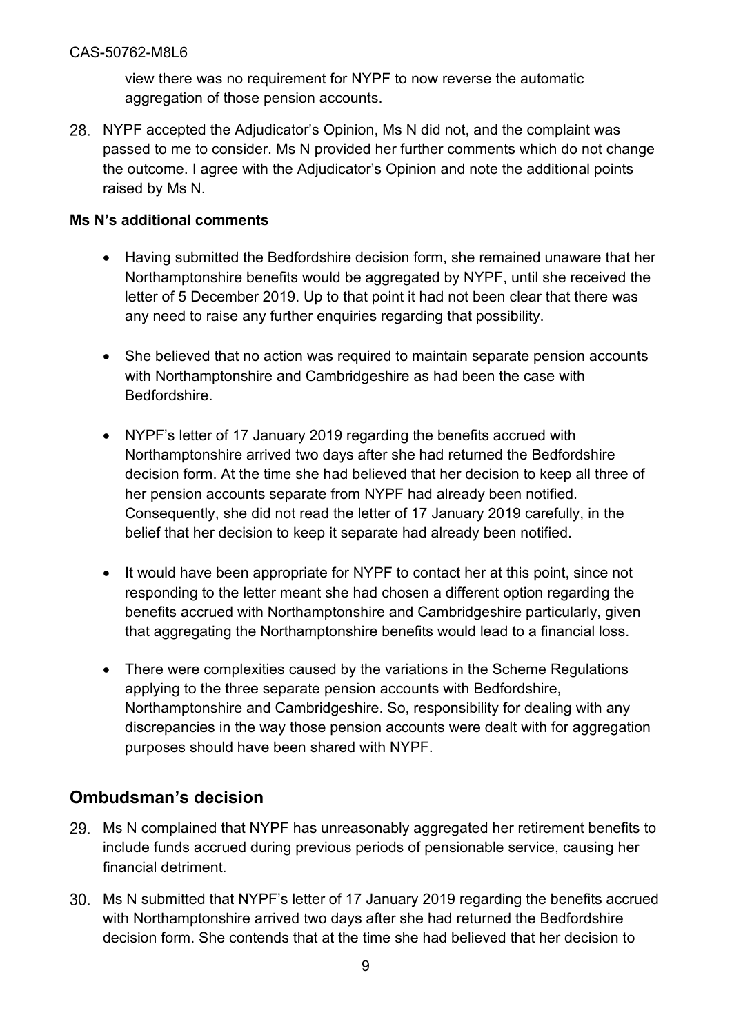view there was no requirement for NYPF to now reverse the automatic aggregation of those pension accounts.

28. NYPF accepted the Adjudicator's Opinion, Ms N did not, and the complaint was passed to me to consider. Ms N provided her further comments which do not change the outcome. I agree with the Adjudicator's Opinion and note the additional points raised by Ms N.

**Ms N's additional comments**

- Having submitted the Bedfordshire decision form, she remained unaware that her Northamptonshire benefits would be aggregated by NYPF, until she received the letter of 5 December 2019. Up to that point it had not been clear that there was any need to raise any further enquiries regarding that possibility.

- She believed that no action was required to maintain separate pension accounts with Northamptonshire and Cambridgeshire as had been the case with Bedfordshire.

- NYPF's letter of 17 January 2019 regarding the benefits accrued with Northamptonshire arrived two days after she had returned the Bedfordshire decision form. At the time she had believed that her decision to keep all three of her pension accounts separate from NYPF had already been notified. Consequently, she did not read the letter of 17 January 2019 carefully, in the belief that her decision to keep it separate had already been notified.

- It would have been appropriate for NYPF to contact her at this point, since not responding to the letter meant she had chosen a different option regarding the benefits accrued with Northamptonshire and Cambridgeshire particularly, given that aggregating the Northamptonshire benefits would lead to a financial loss.

- There were complexities caused by the variations in the Scheme Regulations applying to the three separate pension accounts with Bedfordshire, Northamptonshire and Cambridgeshire. So, responsibility for dealing with any discrepancies in the way those pension accounts were dealt with for aggregation purposes should have been shared with NYPF.

## Ombudsman's decision

29. Ms N complained that NYPF has unreasonably aggregated her retirement benefits to include funds accrued during previous periods of pensionable service, causing her financial detriment.

30. Ms N submitted that NYPF's letter of 17 January 2019 regarding the benefits accrued with Northamptonshire arrived two days after she had returned the Bedfordshire decision form. She contends that at the time she had believed that her decision to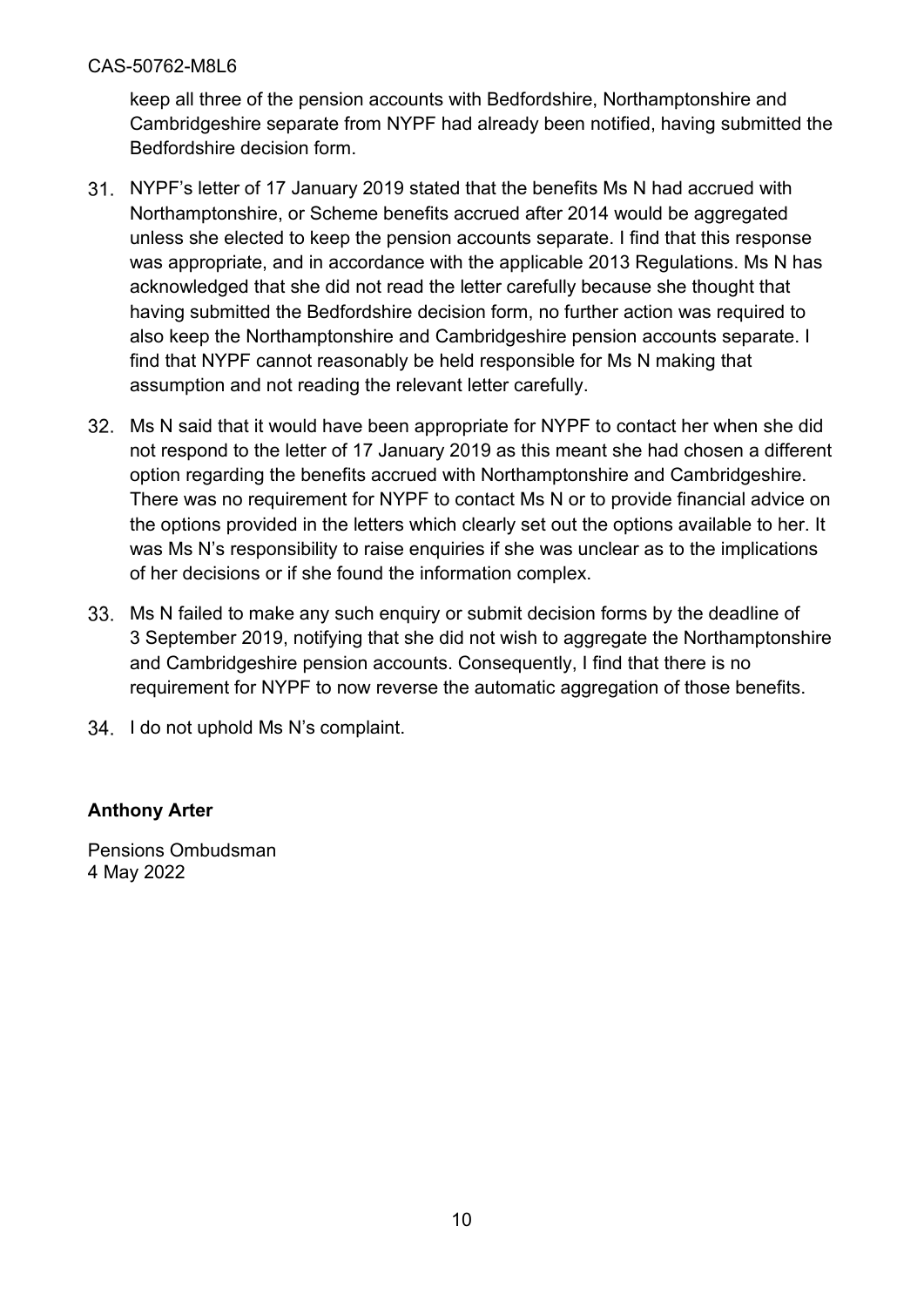keep all three of the pension accounts with Bedfordshire, Northamptonshire and Cambridgeshire separate from NYPF had already been notified, having submitted the Bedfordshire decision form.

31. NYPF's letter of 17 January 2019 stated that the benefits Ms N had accrued with Northamptonshire, or Scheme benefits accrued after 2014 would be aggregated unless she elected to keep the pension accounts separate. I find that this response was appropriate, and in accordance with the applicable 2013 Regulations. Ms N has acknowledged that she did not read the letter carefully because she thought that having submitted the Bedfordshire decision form, no further action was required to also keep the Northamptonshire and Cambridgeshire pension accounts separate. I find that NYPF cannot reasonably be held responsible for Ms N making that assumption and not reading the relevant letter carefully.

32. Ms N said that it would have been appropriate for NYPF to contact her when she did not respond to the letter of 17 January 2019 as this meant she had chosen a different option regarding the benefits accrued with Northamptonshire and Cambridgeshire. There was no requirement for NYPF to contact Ms N or to provide financial advice on the options provided in the letters which clearly set out the options available to her. It was Ms N's responsibility to raise enquiries if she was unclear as to the implications of her decisions or if she found the information complex.

33. Ms N failed to make any such enquiry or submit decision forms by the deadline of 3 September 2019, notifying that she did not wish to aggregate the Northamptonshire and Cambridgeshire pension accounts. Consequently, I find that there is no requirement for NYPF to now reverse the automatic aggregation of those benefits.

34. I do not uphold Ms N's complaint.

**Anthony Arter**

Pensions Ombudsman
4 May 2022